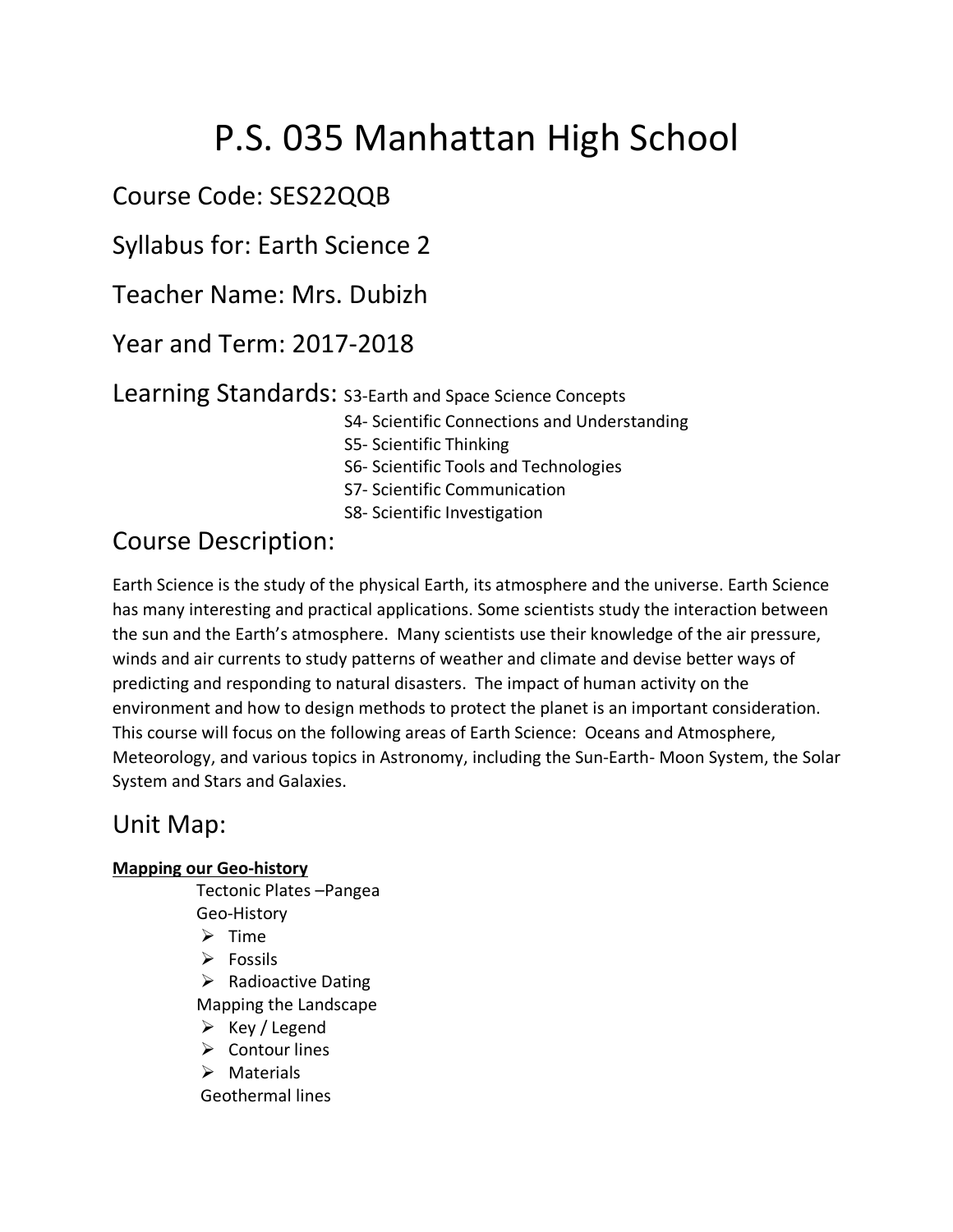# P.S. 035 Manhattan High School

## Course Code: SES22QQB

## Syllabus for: Earth Science 2

## Teacher Name: Mrs. Dubizh

## Year and Term: 2017-2018

## Learning Standards:

- S3-Earth and Space Science Concepts
- S4- Scientific Connections and Understanding
- S5- Scientific Thinking
- S6- Scientific Tools and Technologies
- S7- Scientific Communication
- S8- Scientific Investigation

## Course Description:

Earth Science is the study of the physical Earth, its atmosphere and the universe. Earth Science has many interesting and practical applications. Some scientists study the interaction between the sun and the Earth's atmosphere. Many scientists use their knowledge of the air pressure, winds and air currents to study patterns of weather and climate and devise better ways of predicting and responding to natural disasters. The impact of human activity on the environment and how to design methods to protect the planet is an important consideration. This course will focus on the following areas of Earth Science: Oceans and Atmosphere, Meteorology, and various topics in Astronomy, including the Sun-Earth- Moon System, the Solar System and Stars and Galaxies.

## Unit Map:

**Mapping our Geo-history**

Tectonic Plates –Pangea

Geo-History

- Time
- Fossils
- Radioactive Dating

Mapping the Landscape

- Key / Legend
- Contour lines
- Materials

Geothermal lines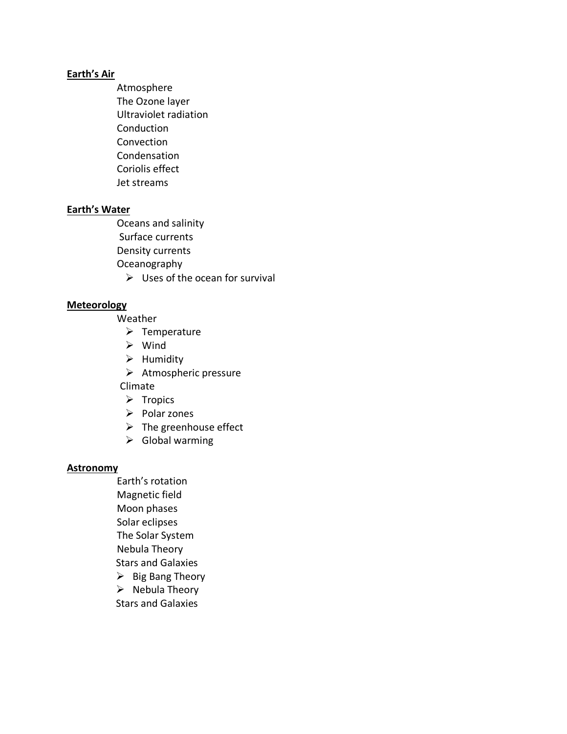**Earth's Air**

- Atmosphere
- The Ozone layer
- Ultraviolet radiation
- Conduction
- Convection
- Condensation
- Coriolis effect
- Jet streams

**Earth's Water**

- Oceans and salinity
- Surface currents
- Density currents
- Oceanography
  - Uses of the ocean for survival

**Meteorology**

- Weather
  - Temperature
  - Wind
  - Humidity
  - Atmospheric pressure
- Climate
  - Tropics
  - Polar zones
  - The greenhouse effect
  - Global warming

**Astronomy**

- Earth's rotation
- Magnetic field
- Moon phases
- Solar eclipses
- The Solar System
- Nebula Theory
- Stars and Galaxies
  - Big Bang Theory
  - Nebula Theory
- Stars and Galaxies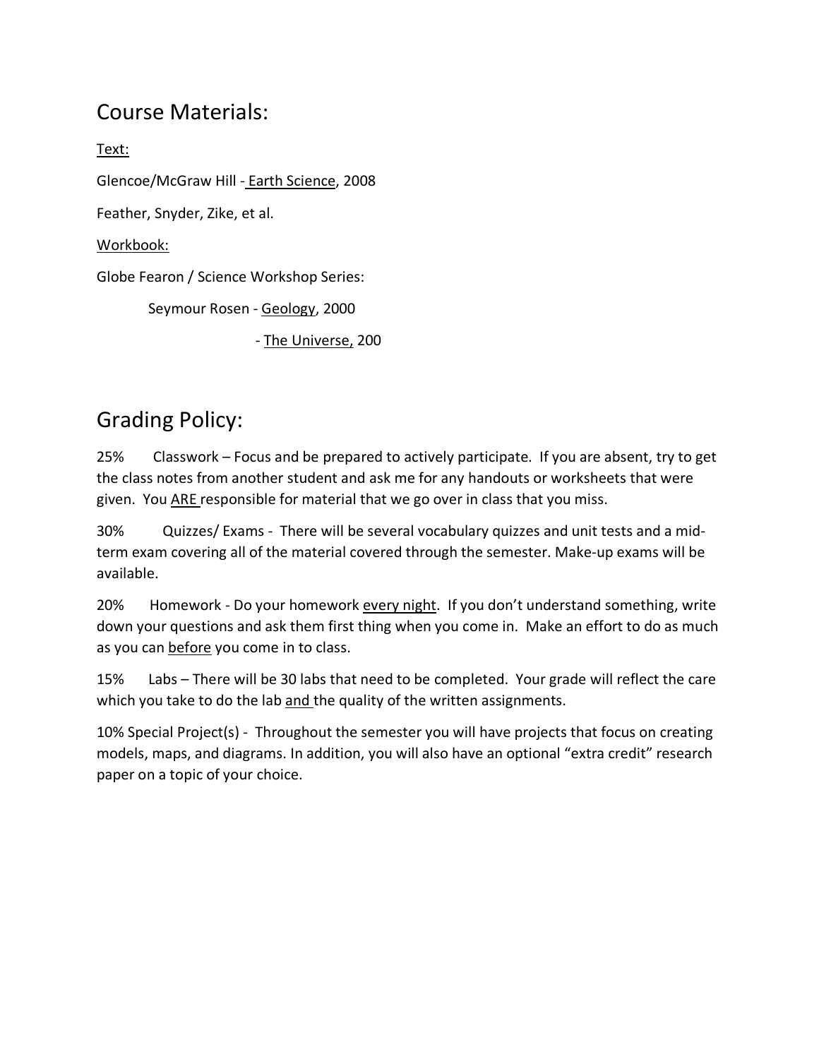## Course Materials:

Text:

Glencoe/McGraw Hill - Earth Science, 2008

Feather, Snyder, Zike, et al.

Workbook:

Globe Fearon / Science Workshop Series:

Seymour Rosen - Geology, 2000

- The Universe, 200

## Grading Policy:

25% Classwork – Focus and be prepared to actively participate. If you are absent, try to get the class notes from another student and ask me for any handouts or worksheets that were given. You ARE responsible for material that we go over in class that you miss.

30% Quizzes/ Exams - There will be several vocabulary quizzes and unit tests and a mid-term exam covering all of the material covered through the semester. Make-up exams will be available.

20% Homework - Do your homework every night. If you don't understand something, write down your questions and ask them first thing when you come in. Make an effort to do as much as you can before you come in to class.

15% Labs – There will be 30 labs that need to be completed. Your grade will reflect the care which you take to do the lab and the quality of the written assignments.

10% Special Project(s) - Throughout the semester you will have projects that focus on creating models, maps, and diagrams. In addition, you will also have an optional "extra credit" research paper on a topic of your choice.